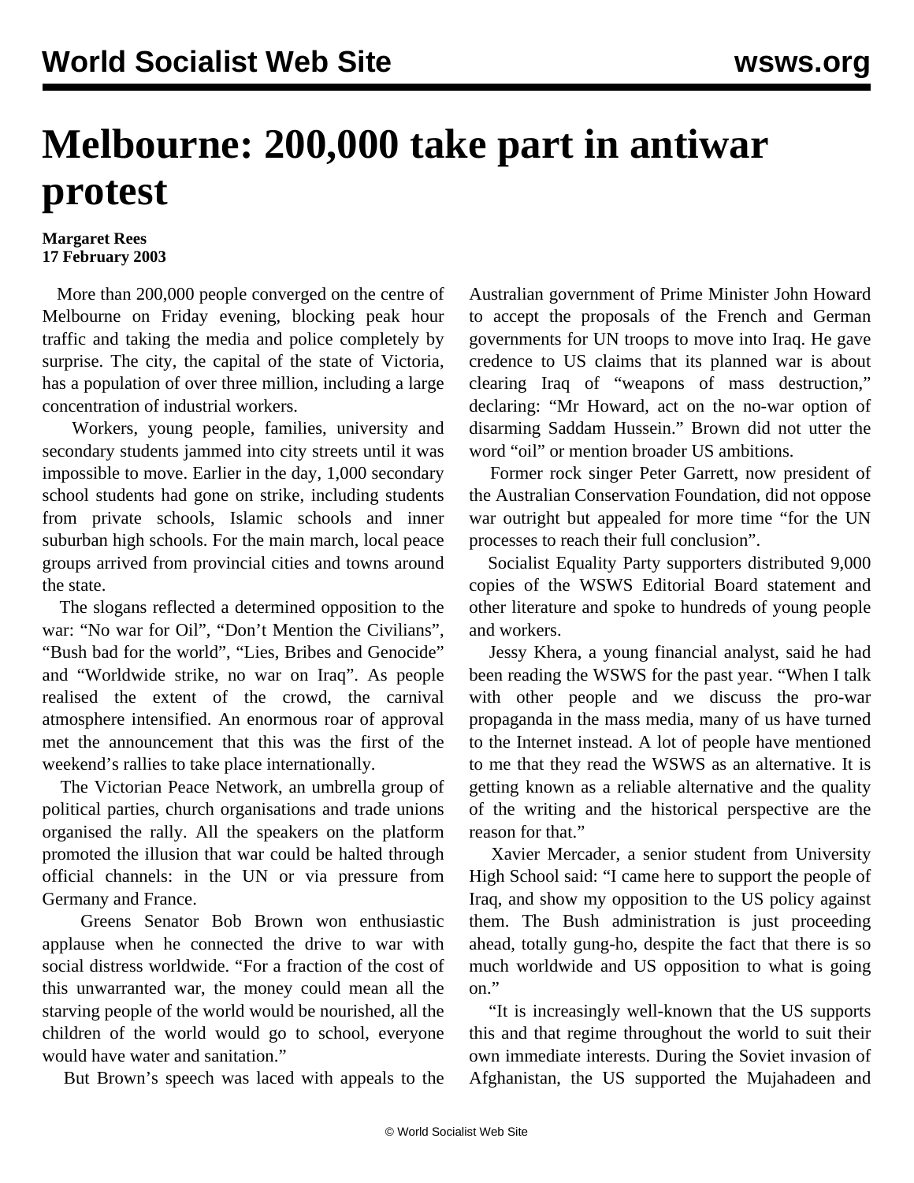# Melbourne: 200,000 take part in antiwar protest

**Margaret Rees**
**17 February 2003**

More than 200,000 people converged on the centre of Melbourne on Friday evening, blocking peak hour traffic and taking the media and police completely by surprise. The city, the capital of the state of Victoria, has a population of over three million, including a large concentration of industrial workers.

Workers, young people, families, university and secondary students jammed into city streets until it was impossible to move. Earlier in the day, 1,000 secondary school students had gone on strike, including students from private schools, Islamic schools and inner suburban high schools. For the main march, local peace groups arrived from provincial cities and towns around the state.

The slogans reflected a determined opposition to the war: "No war for Oil", "Don't Mention the Civilians", "Bush bad for the world", "Lies, Bribes and Genocide" and "Worldwide strike, no war on Iraq". As people realised the extent of the crowd, the carnival atmosphere intensified. An enormous roar of approval met the announcement that this was the first of the weekend's rallies to take place internationally.

The Victorian Peace Network, an umbrella group of political parties, church organisations and trade unions organised the rally. All the speakers on the platform promoted the illusion that war could be halted through official channels: in the UN or via pressure from Germany and France.

Greens Senator Bob Brown won enthusiastic applause when he connected the drive to war with social distress worldwide. "For a fraction of the cost of this unwarranted war, the money could mean all the starving people of the world would be nourished, all the children of the world would go to school, everyone would have water and sanitation."

But Brown's speech was laced with appeals to the Australian government of Prime Minister John Howard to accept the proposals of the French and German governments for UN troops to move into Iraq. He gave credence to US claims that its planned war is about clearing Iraq of "weapons of mass destruction," declaring: "Mr Howard, act on the no-war option of disarming Saddam Hussein." Brown did not utter the word "oil" or mention broader US ambitions.

Former rock singer Peter Garrett, now president of the Australian Conservation Foundation, did not oppose war outright but appealed for more time "for the UN processes to reach their full conclusion".

Socialist Equality Party supporters distributed 9,000 copies of the WSWS Editorial Board statement and other literature and spoke to hundreds of young people and workers.

Jessy Khera, a young financial analyst, said he had been reading the WSWS for the past year. "When I talk with other people and we discuss the pro-war propaganda in the mass media, many of us have turned to the Internet instead. A lot of people have mentioned to me that they read the WSWS as an alternative. It is getting known as a reliable alternative and the quality of the writing and the historical perspective are the reason for that."

Xavier Mercader, a senior student from University High School said: "I came here to support the people of Iraq, and show my opposition to the US policy against them. The Bush administration is just proceeding ahead, totally gung-ho, despite the fact that there is so much worldwide and US opposition to what is going on."

"It is increasingly well-known that the US supports this and that regime throughout the world to suit their own immediate interests. During the Soviet invasion of Afghanistan, the US supported the Mujahadeen and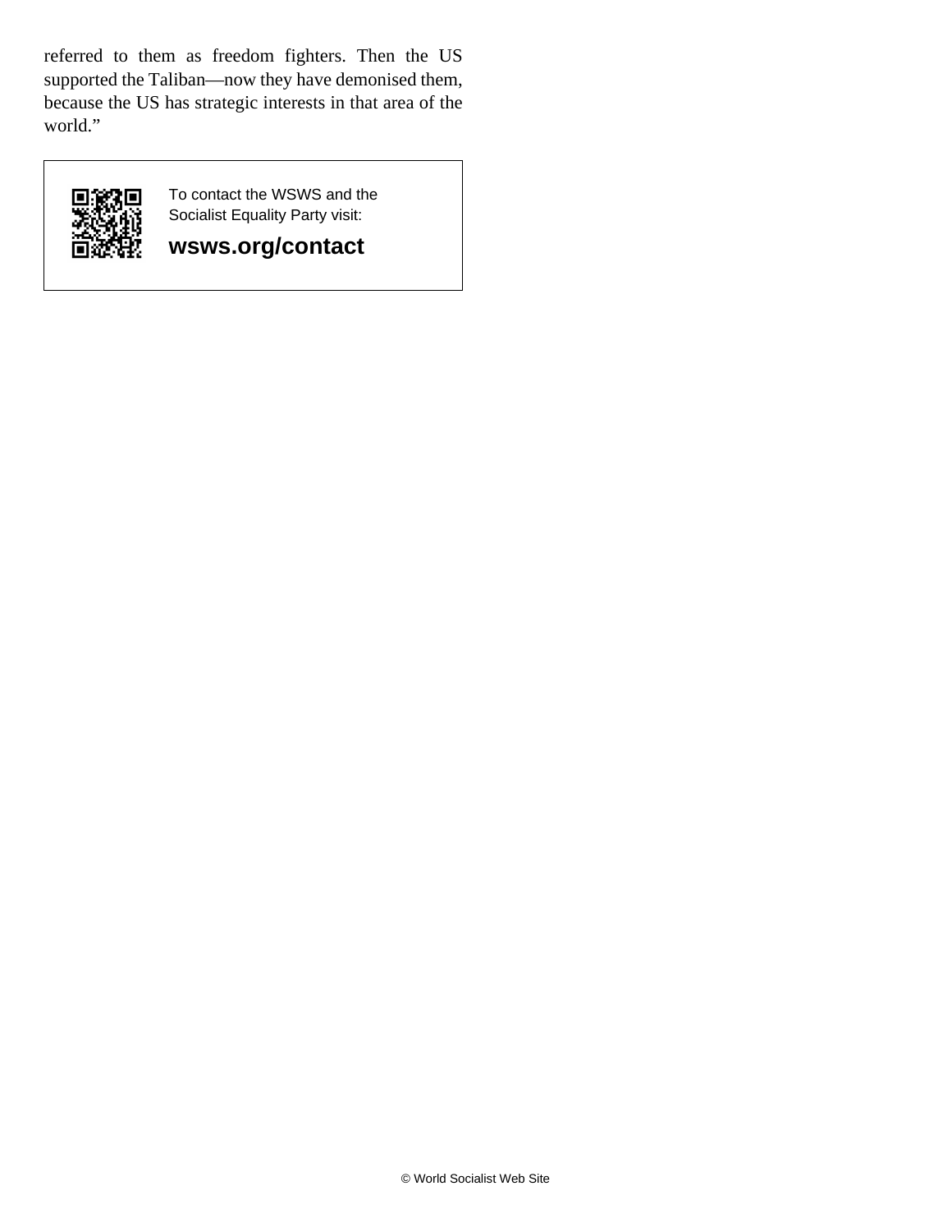referred to them as freedom fighters. Then the US supported the Taliban—now they have demonised them, because the US has strategic interests in that area of the world."

To contact the WSWS and the Socialist Equality Party visit:

**wsws.org/contact**